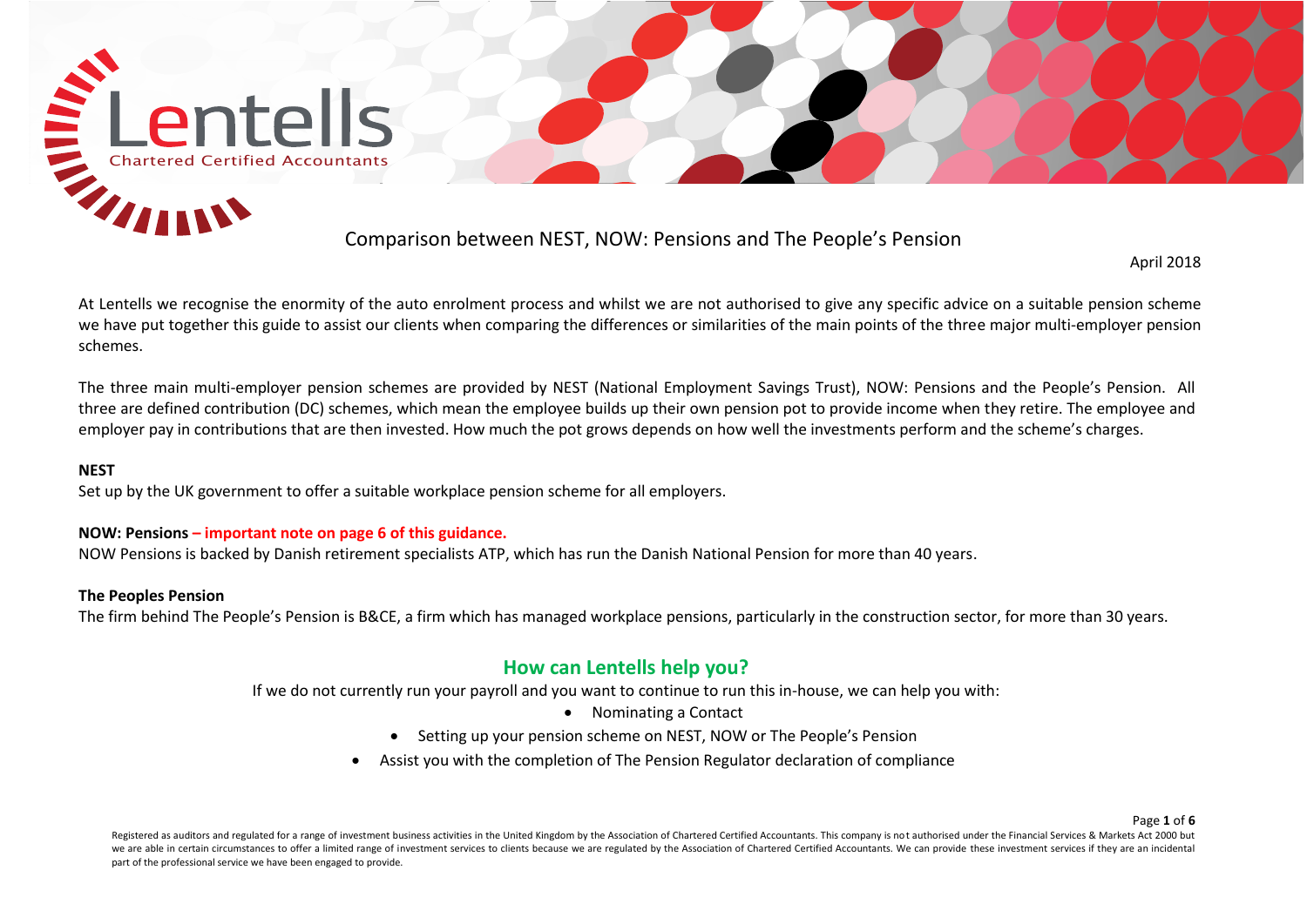# Comparison between NEST, NOW: Pensions and The People's Pension

April 2018

At Lentells we recognise the enormity of the auto enrolment process and whilst we are not authorised to give any specific advice on a suitable pension scheme we have put together this guide to assist our clients when comparing the differences or similarities of the main points of the three major multi-employer pension schemes.

The three main multi-employer pension schemes are provided by NEST (National Employment Savings Trust), NOW: Pensions and the People's Pension. All three are defined contribution (DC) schemes, which mean the employee builds up their own pension pot to provide income when they retire. The employee and employer pay in contributions that are then invested. How much the pot grows depends on how well the investments perform and the scheme's charges.

**NEST**

Set up by the UK government to offer a suitable workplace pension scheme for all employers.

**NOW: Pensions – important note on page 6 of this guidance.**

NOW Pensions is backed by Danish retirement specialists ATP, which has run the Danish National Pension for more than 40 years.

**The Peoples Pension**

The firm behind The People's Pension is B&CE, a firm which has managed workplace pensions, particularly in the construction sector, for more than 30 years.

## How can Lentells help you?

If we do not currently run your payroll and you want to continue to run this in-house, we can help you with:

- Nominating a Contact
- Setting up your pension scheme on NEST, NOW or The People's Pension
- Assist you with the completion of The Pension Regulator declaration of compliance

Registered as auditors and regulated for a range of investment business activities in the United Kingdom by the Association of Chartered Certified Accountants. This company is not authorised under the Financial Services & Markets Act 2000 but we are able in certain circumstances to offer a limited range of investment services to clients because we are regulated by the Association of Chartered Certified Accountants. We can provide these investment services if they are an incidental part of the professional service we have been engaged to provide.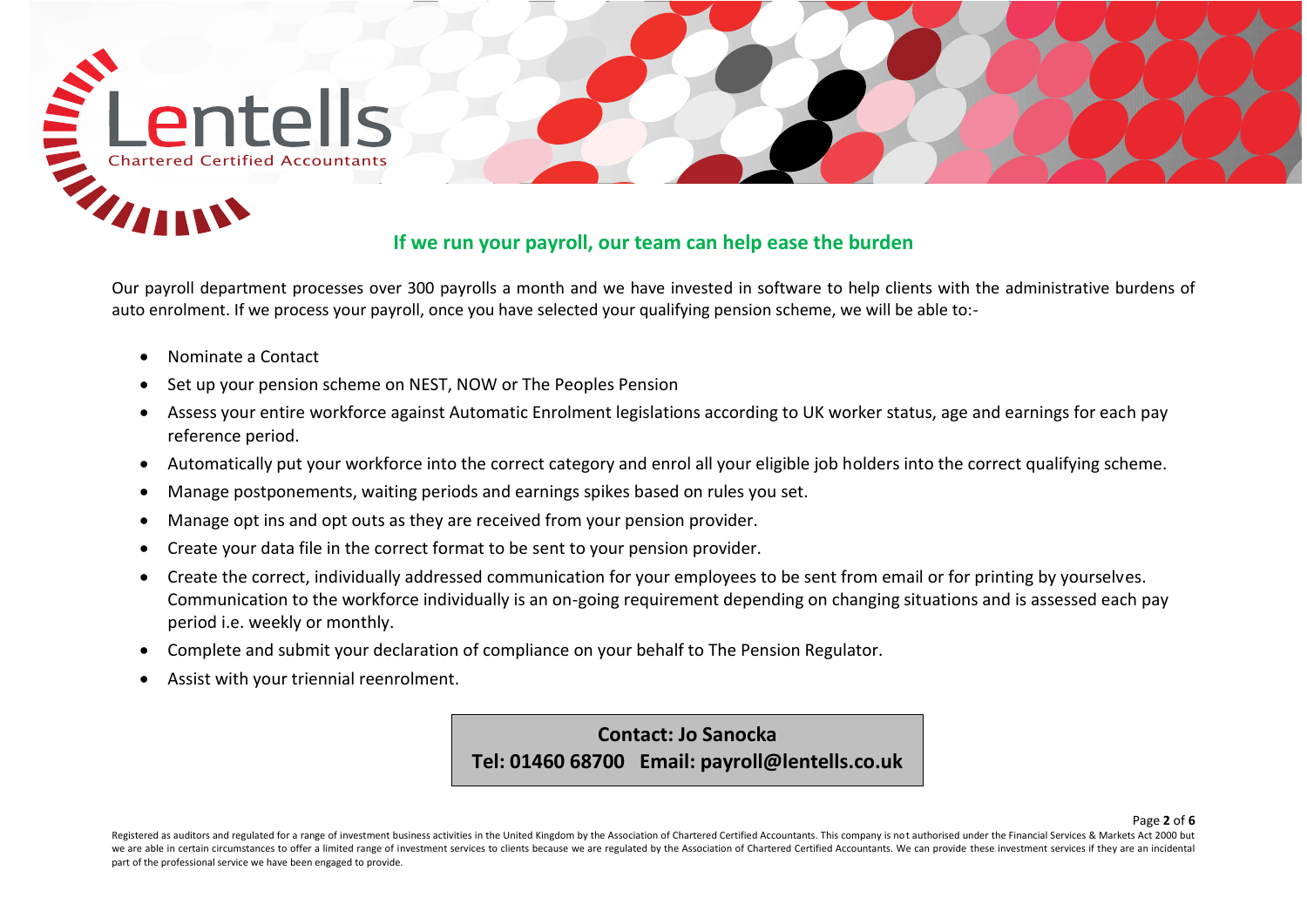## If we run your payroll, our team can help ease the burden

Our payroll department processes over 300 payrolls a month and we have invested in software to help clients with the administrative burdens of auto enrolment. If we process your payroll, once you have selected your qualifying pension scheme, we will be able to:-

- Nominate a Contact
- Set up your pension scheme on NEST, NOW or The Peoples Pension
- Assess your entire workforce against Automatic Enrolment legislations according to UK worker status, age and earnings for each pay reference period.
- Automatically put your workforce into the correct category and enrol all your eligible job holders into the correct qualifying scheme.
- Manage postponements, waiting periods and earnings spikes based on rules you set.
- Manage opt ins and opt outs as they are received from your pension provider.
- Create your data file in the correct format to be sent to your pension provider.
- Create the correct, individually addressed communication for your employees to be sent from email or for printing by yourselves. Communication to the workforce individually is an on-going requirement depending on changing situations and is assessed each pay period i.e. weekly or monthly.
- Complete and submit your declaration of compliance on your behalf to The Pension Regulator.
- Assist with your triennial reenrolment.

**Contact: Jo Sanocka**
**Tel: 01460 68700 Email: payroll@lentells.co.uk**

Registered as auditors and regulated for a range of investment business activities in the United Kingdom by the Association of Chartered Certified Accountants. This company is not authorised under the Financial Services & Markets Act 2000 but we are able in certain circumstances to offer a limited range of investment services to clients because we are regulated by the Association of Chartered Certified Accountants. We can provide these investment services if they are an incidental part of the professional service we have been engaged to provide.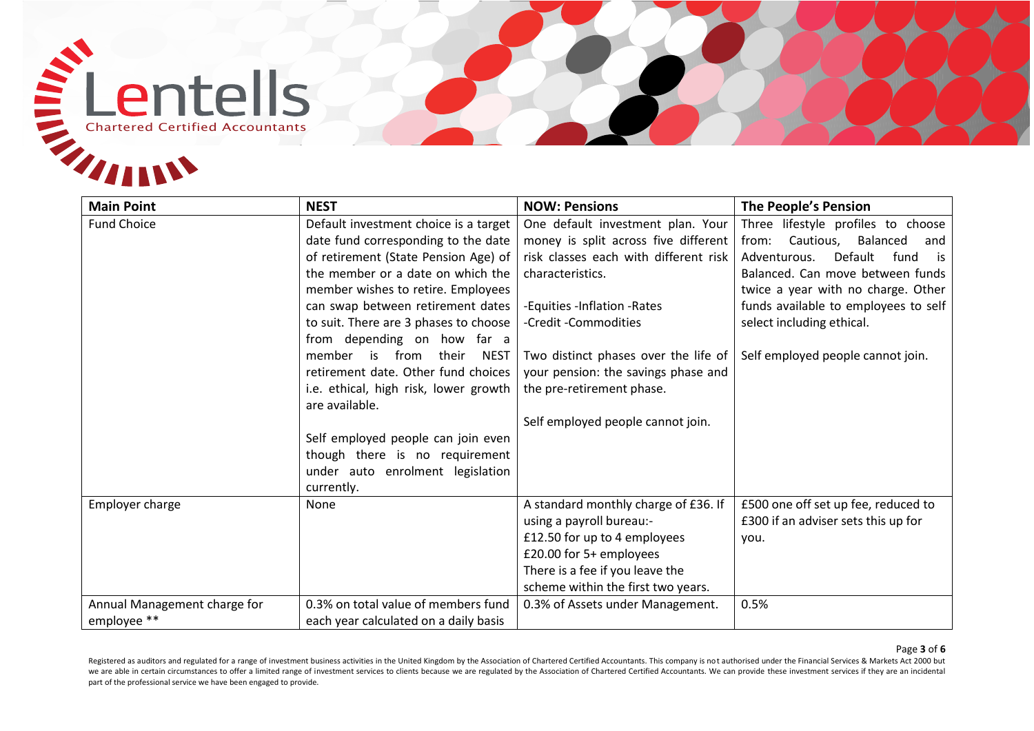| Main Point | NEST | NOW: Pensions | The People's Pension |
|---|---|---|---|
| Fund Choice | Default investment choice is a target date fund corresponding to the date of retirement (State Pension Age) of the member or a date on which the member wishes to retire. Employees can swap between retirement dates to suit. There are 3 phases to choose from depending on how far a member is from their NEST retirement date. Other fund choices i.e. ethical, high risk, lower growth are available.<br><br>Self employed people can join even though there is no requirement under auto enrolment legislation currently. | One default investment plan. Your money is split across five different risk classes each with different risk characteristics.<br><br>-Equities -Inflation -Rates<br>-Credit -Commodities<br><br>Two distinct phases over the life of your pension: the savings phase and the pre-retirement phase.<br><br>Self employed people cannot join. | Three lifestyle profiles to choose from: Cautious, Balanced and Adventurous. Default fund is Balanced. Can move between funds twice a year with no charge. Other funds available to employees to self select including ethical.<br><br>Self employed people cannot join. |
| Employer charge | None | A standard monthly charge of £36. If using a payroll bureau:-<br>£12.50 for up to 4 employees<br>£20.00 for 5+ employees<br>There is a fee if you leave the scheme within the first two years. | £500 one off set up fee, reduced to £300 if an adviser sets this up for you. |
| Annual Management charge for employee ** | 0.3% on total value of members fund each year calculated on a daily basis | 0.3% of Assets under Management. | 0.5% |

Registered as auditors and regulated for a range of investment business activities in the United Kingdom by the Association of Chartered Certified Accountants. This company is not authorised under the Financial Services & Markets Act 2000 but we are able in certain circumstances to offer a limited range of investment services to clients because we are regulated by the Association of Chartered Certified Accountants. We can provide these investment services if they are an incidental part of the professional service we have been engaged to provide.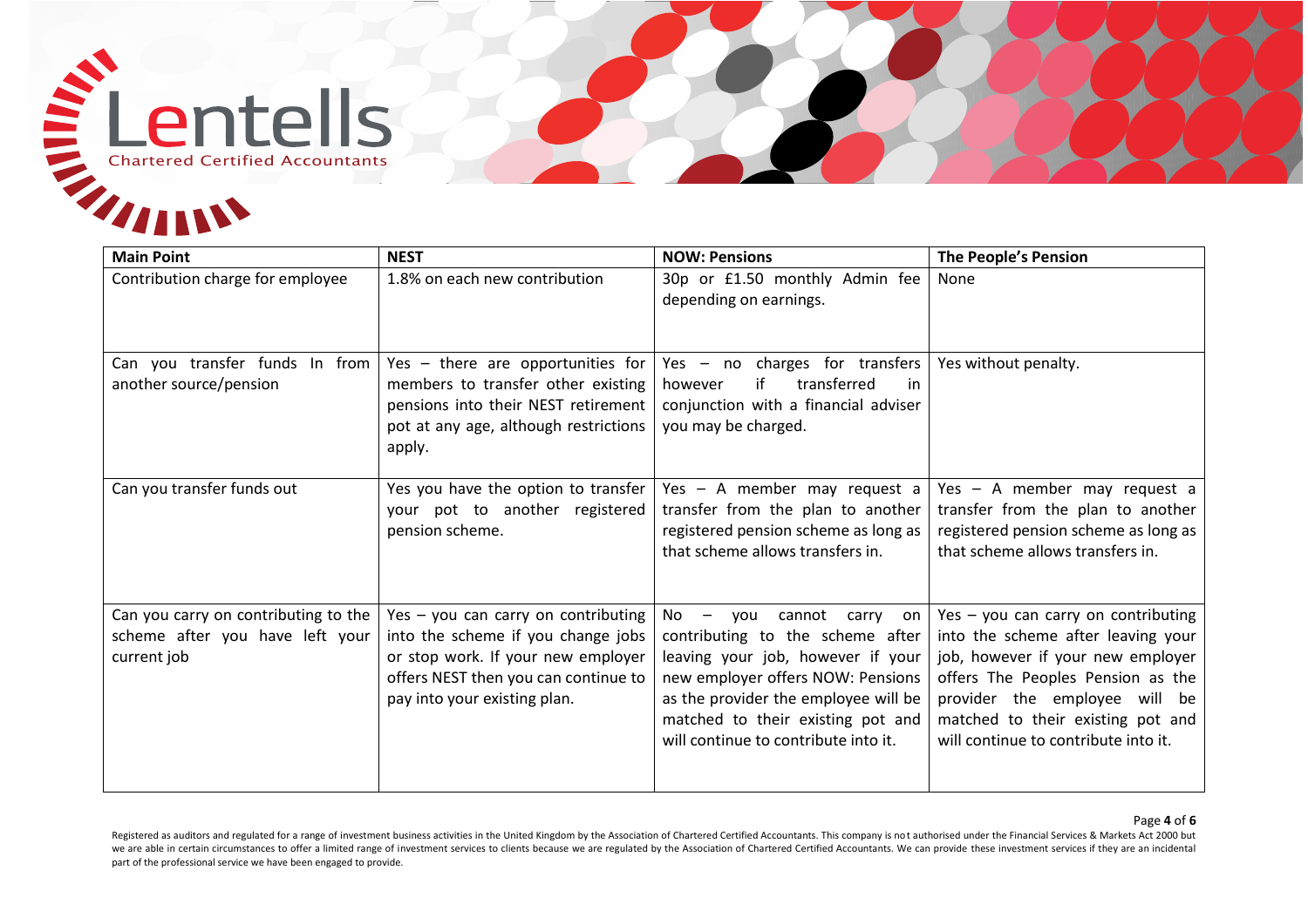| Main Point | NEST | NOW: Pensions | The People's Pension |
|---|---|---|---|
| Contribution charge for employee | 1.8% on each new contribution | 30p or £1.50 monthly Admin fee depending on earnings. | None |
| Can you transfer funds In from another source/pension | Yes – there are opportunities for members to transfer other existing pensions into their NEST retirement pot at any age, although restrictions apply. | Yes – no charges for transfers however if transferred in conjunction with a financial adviser you may be charged. | Yes without penalty. |
| Can you transfer funds out | Yes you have the option to transfer your pot to another registered pension scheme. | Yes – A member may request a transfer from the plan to another registered pension scheme as long as that scheme allows transfers in. | Yes – A member may request a transfer from the plan to another registered pension scheme as long as that scheme allows transfers in. |
| Can you carry on contributing to the scheme after you have left your current job | Yes – you can carry on contributing into the scheme if you change jobs or stop work. If your new employer offers NEST then you can continue to pay into your existing plan. | No – you cannot carry on contributing to the scheme after leaving your job, however if your new employer offers NOW: Pensions as the provider the employee will be matched to their existing pot and will continue to contribute into it. | Yes – you can carry on contributing into the scheme after leaving your job, however if your new employer offers The Peoples Pension as the provider the employee will be matched to their existing pot and will continue to contribute into it. |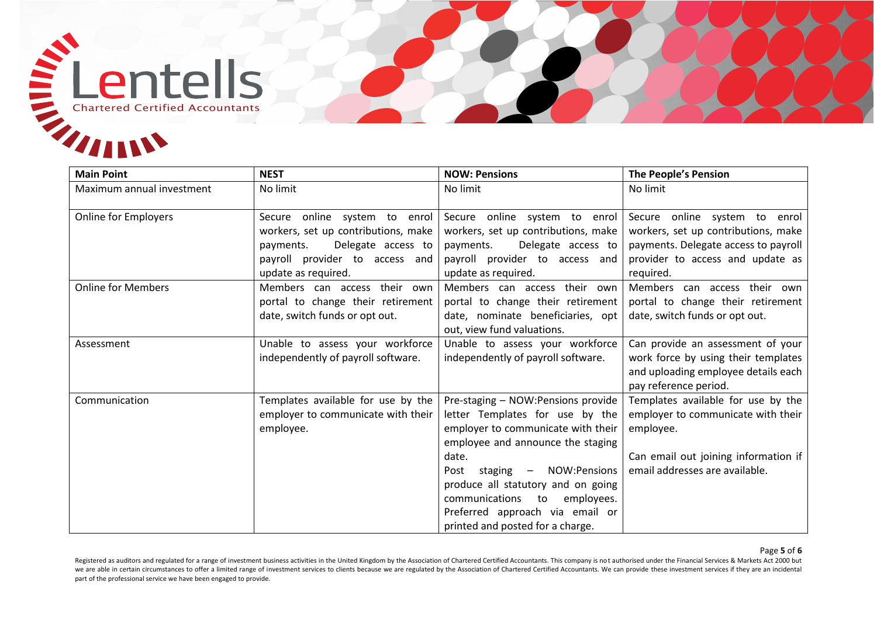| Main Point | NEST | NOW: Pensions | The People's Pension |
|---|---|---|---|
| Maximum annual investment | No limit | No limit | No limit |
| Online for Employers | Secure online system to enrol workers, set up contributions, make payments. Delegate access to payroll provider to access and update as required. | Secure online system to enrol workers, set up contributions, make payments. Delegate access to payroll provider to access and update as required. | Secure online system to enrol workers, set up contributions, make payments. Delegate access to payroll provider to access and update as required. |
| Online for Members | Members can access their own portal to change their retirement date, switch funds or opt out. | Members can access their own portal to change their retirement date, nominate beneficiaries, opt out, view fund valuations. | Members can access their own portal to change their retirement date, switch funds or opt out. |
| Assessment | Unable to assess your workforce independently of payroll software. | Unable to assess your workforce independently of payroll software. | Can provide an assessment of your work force by using their templates and uploading employee details each pay reference period. |
| Communication | Templates available for use by the employer to communicate with their employee. | Pre-staging – NOW:Pensions provide letter Templates for use by the employer to communicate with their employee and announce the staging date.<br>Post staging – NOW:Pensions produce all statutory and on going communications to employees. Preferred approach via email or printed and posted for a charge. | Templates available for use by the employer to communicate with their employee.<br><br>Can email out joining information if email addresses are available. |

Registered as auditors and regulated for a range of investment business activities in the United Kingdom by the Association of Chartered Certified Accountants. This company is not authorised under the Financial Services & Markets Act 2000 but we are able in certain circumstances to offer a limited range of investment services to clients because we are regulated by the Association of Chartered Certified Accountants. We can provide these investment services if they are an incidental part of the professional service we have been engaged to provide.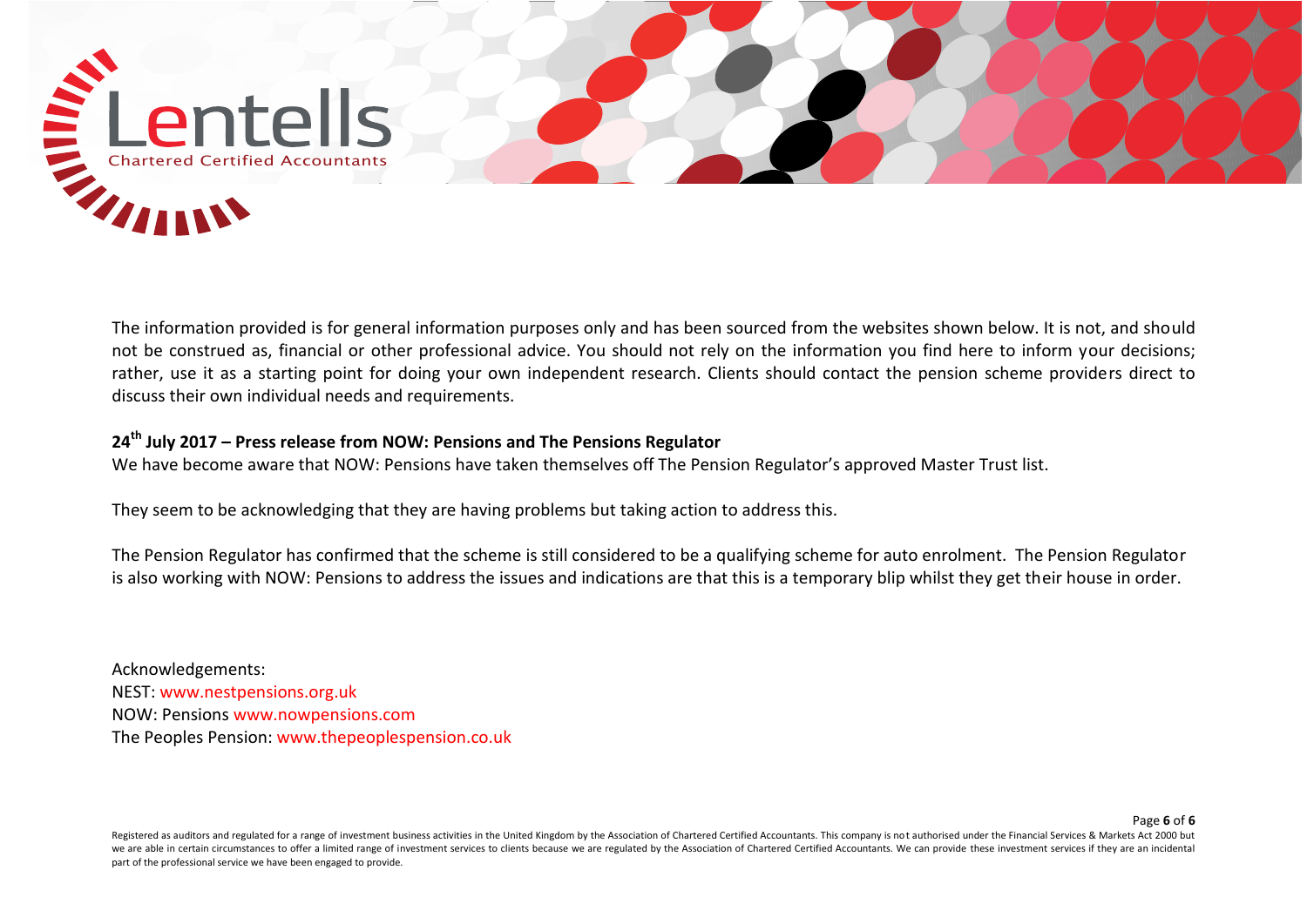The information provided is for general information purposes only and has been sourced from the websites shown below. It is not, and should not be construed as, financial or other professional advice. You should not rely on the information you find here to inform your decisions; rather, use it as a starting point for doing your own independent research. Clients should contact the pension scheme providers direct to discuss their own individual needs and requirements.

**24th July 2017 – Press release from NOW: Pensions and The Pensions Regulator**

We have become aware that NOW: Pensions have taken themselves off The Pension Regulator's approved Master Trust list.

They seem to be acknowledging that they are having problems but taking action to address this.

The Pension Regulator has confirmed that the scheme is still considered to be a qualifying scheme for auto enrolment. The Pension Regulator is also working with NOW: Pensions to address the issues and indications are that this is a temporary blip whilst they get their house in order.

Acknowledgements:
NEST: www.nestpensions.org.uk
NOW: Pensions www.nowpensions.com
The Peoples Pension: www.thepeoplespension.co.uk

Registered as auditors and regulated for a range of investment business activities in the United Kingdom by the Association of Chartered Certified Accountants. This company is not authorised under the Financial Services & Markets Act 2000 but we are able in certain circumstances to offer a limited range of investment services to clients because we are regulated by the Association of Chartered Certified Accountants. We can provide these investment services if they are an incidental part of the professional service we have been engaged to provide.